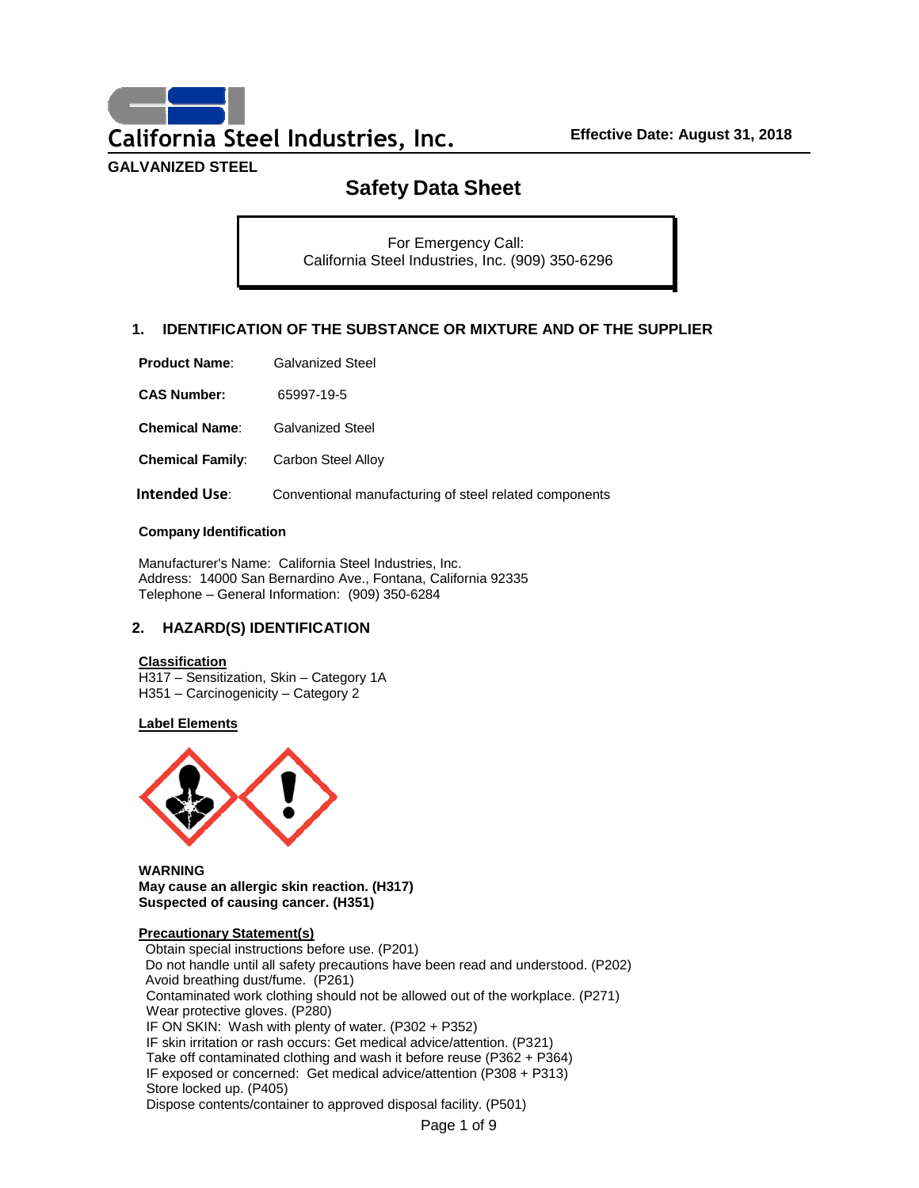California Steel Industries, Inc.

**Effective Date: August 31, 2018**

**GALVANIZED STEEL**

# Safety Data Sheet

For Emergency Call:
California Steel Industries, Inc. (909) 350-6296

## 1. IDENTIFICATION OF THE SUBSTANCE OR MIXTURE AND OF THE SUPPLIER

**Product Name**: Galvanized Steel

**CAS Number:** 65997-19-5

**Chemical Name**: Galvanized Steel

**Chemical Family**: Carbon Steel Alloy

**Intended Use**: Conventional manufacturing of steel related components

**Company Identification**

Manufacturer's Name: California Steel Industries, Inc.
Address: 14000 San Bernardino Ave., Fontana, California 92335
Telephone – General Information: (909) 350-6284

## 2. HAZARD(S) IDENTIFICATION

**Classification**
H317 – Sensitization, Skin – Category 1A
H351 – Carcinogenicity – Category 2

**Label Elements**

**WARNING**
**May cause an allergic skin reaction. (H317)**
**Suspected of causing cancer. (H351)**

**Precautionary Statement(s)**
Obtain special instructions before use. (P201)
Do not handle until all safety precautions have been read and understood. (P202)
Avoid breathing dust/fume. (P261)
Contaminated work clothing should not be allowed out of the workplace. (P271)
Wear protective gloves. (P280)
IF ON SKIN: Wash with plenty of water. (P302 + P352)
IF skin irritation or rash occurs: Get medical advice/attention. (P321)
Take off contaminated clothing and wash it before reuse (P362 + P364)
IF exposed or concerned: Get medical advice/attention (P308 + P313)
Store locked up. (P405)
Dispose contents/container to approved disposal facility. (P501)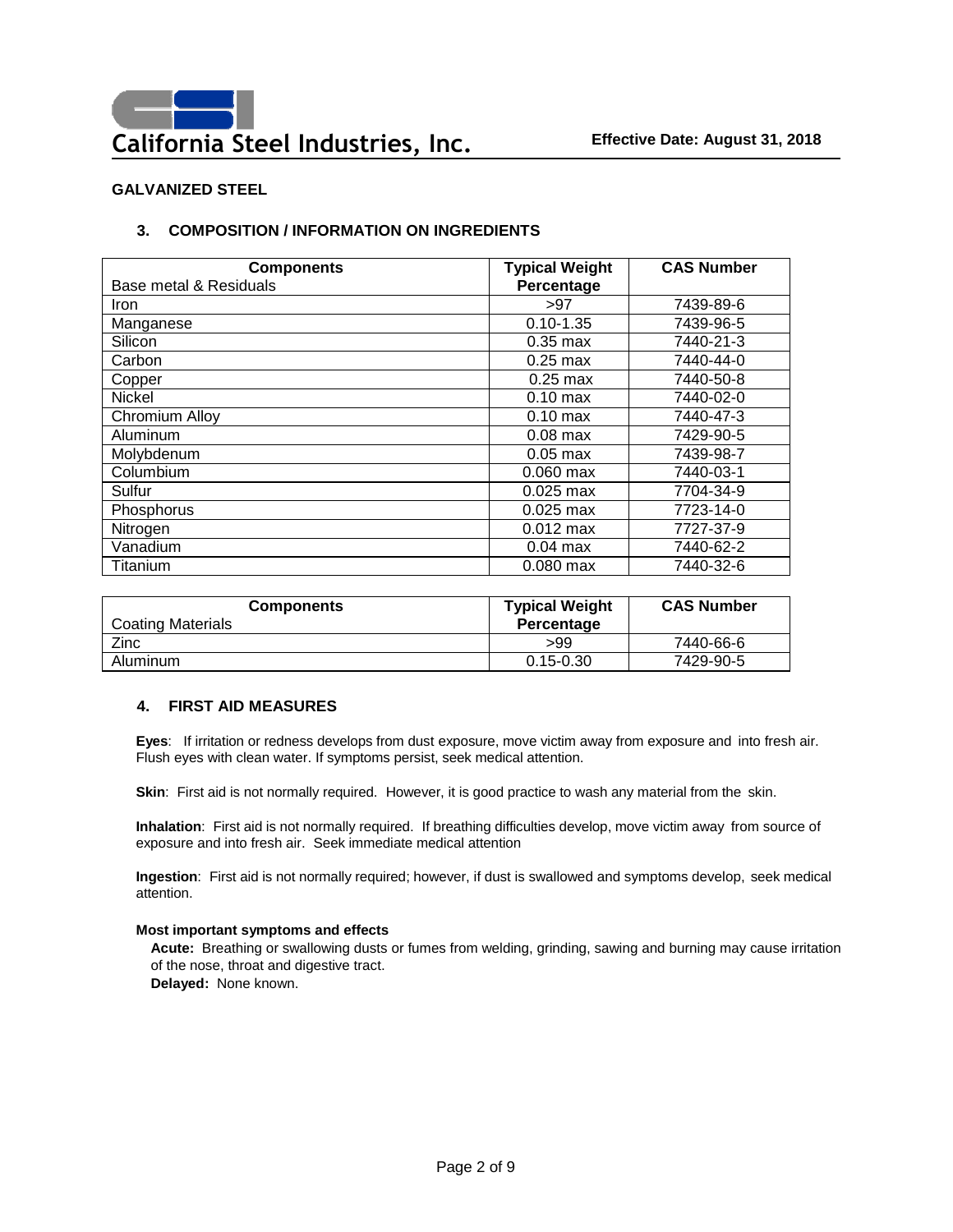## GALVANIZED STEEL

### 3. COMPOSITION / INFORMATION ON INGREDIENTS

| Components<br>Base metal & Residuals | Typical Weight Percentage | CAS Number |
|---|---|---|
| Iron | >97 | 7439-89-6 |
| Manganese | 0.10-1.35 | 7439-96-5 |
| Silicon | 0.35 max | 7440-21-3 |
| Carbon | 0.25 max | 7440-44-0 |
| Copper | 0.25 max | 7440-50-8 |
| Nickel | 0.10 max | 7440-02-0 |
| Chromium Alloy | 0.10 max | 7440-47-3 |
| Aluminum | 0.08 max | 7429-90-5 |
| Molybdenum | 0.05 max | 7439-98-7 |
| Columbium | 0.060 max | 7440-03-1 |
| Sulfur | 0.025 max | 7704-34-9 |
| Phosphorus | 0.025 max | 7723-14-0 |
| Nitrogen | 0.012 max | 7727-37-9 |
| Vanadium | 0.04 max | 7440-62-2 |
| Titanium | 0.080 max | 7440-32-6 |

| Components<br>Coating Materials | Typical Weight Percentage | CAS Number |
|---|---|---|
| Zinc | >99 | 7440-66-6 |
| Aluminum | 0.15-0.30 | 7429-90-5 |

### 4. FIRST AID MEASURES

**Eyes**: If irritation or redness develops from dust exposure, move victim away from exposure and into fresh air. Flush eyes with clean water. If symptoms persist, seek medical attention.

**Skin**: First aid is not normally required. However, it is good practice to wash any material from the skin.

**Inhalation**: First aid is not normally required. If breathing difficulties develop, move victim away from source of exposure and into fresh air. Seek immediate medical attention

**Ingestion**: First aid is not normally required; however, if dust is swallowed and symptoms develop, seek medical attention.

**Most important symptoms and effects**

**Acute:** Breathing or swallowing dusts or fumes from welding, grinding, sawing and burning may cause irritation of the nose, throat and digestive tract.

**Delayed:** None known.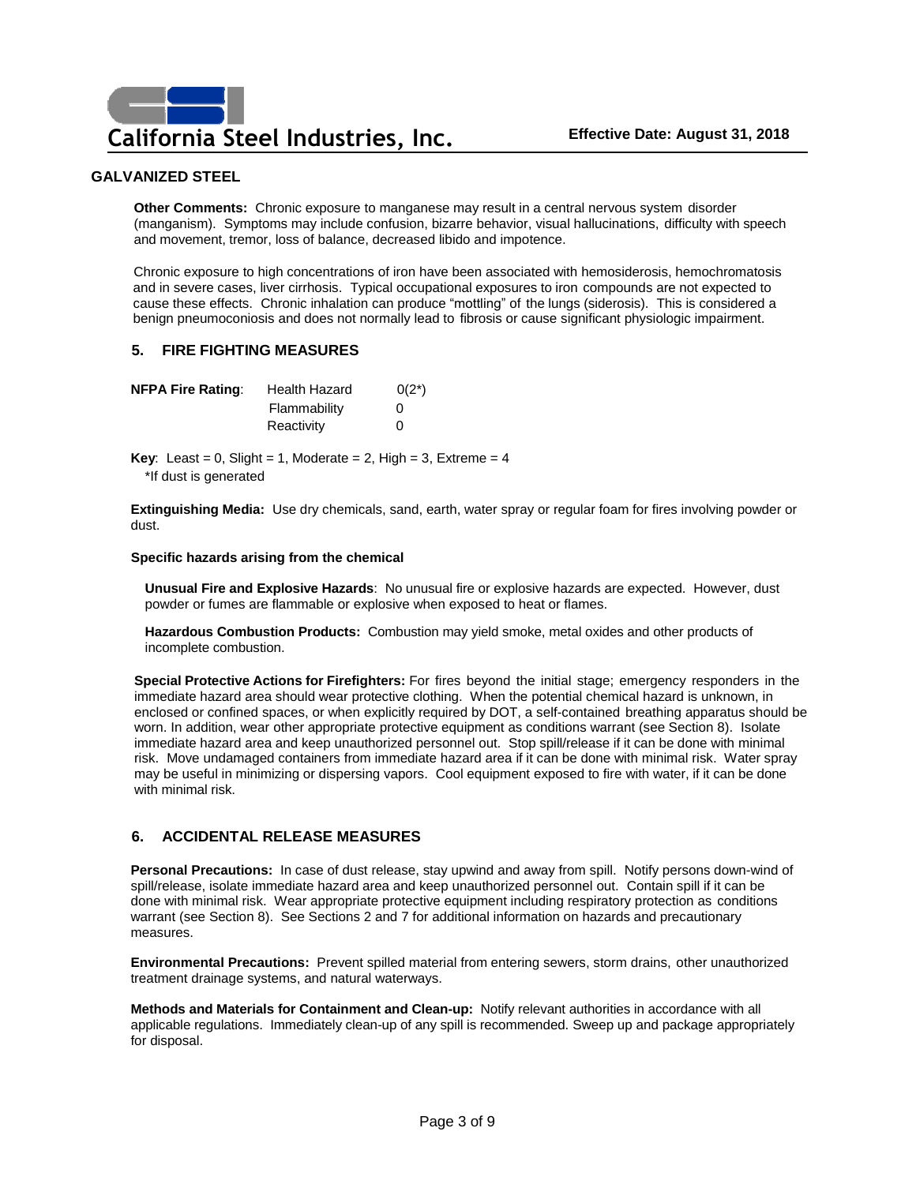## GALVANIZED STEEL

**Other Comments:** Chronic exposure to manganese may result in a central nervous system disorder (manganism). Symptoms may include confusion, bizarre behavior, visual hallucinations, difficulty with speech and movement, tremor, loss of balance, decreased libido and impotence.

Chronic exposure to high concentrations of iron have been associated with hemosiderosis, hemochromatosis and in severe cases, liver cirrhosis. Typical occupational exposures to iron compounds are not expected to cause these effects. Chronic inhalation can produce "mottling" of the lungs (siderosis). This is considered a benign pneumoconiosis and does not normally lead to fibrosis or cause significant physiologic impairment.

## 5. FIRE FIGHTING MEASURES

| **NFPA Fire Rating**: | Health Hazard | 0(2*) |
|---|---|---|
| | Flammability | 0 |
| | Reactivity | 0 |

**Key**: Least = 0, Slight = 1, Moderate = 2, High = 3, Extreme = 4
*If dust is generated

**Extinguishing Media:** Use dry chemicals, sand, earth, water spray or regular foam for fires involving powder or dust.

**Specific hazards arising from the chemical**

**Unusual Fire and Explosive Hazards**: No unusual fire or explosive hazards are expected. However, dust powder or fumes are flammable or explosive when exposed to heat or flames.

**Hazardous Combustion Products:** Combustion may yield smoke, metal oxides and other products of incomplete combustion.

**Special Protective Actions for Firefighters:** For fires beyond the initial stage; emergency responders in the immediate hazard area should wear protective clothing. When the potential chemical hazard is unknown, in enclosed or confined spaces, or when explicitly required by DOT, a self-contained breathing apparatus should be worn. In addition, wear other appropriate protective equipment as conditions warrant (see Section 8). Isolate immediate hazard area and keep unauthorized personnel out. Stop spill/release if it can be done with minimal risk. Move undamaged containers from immediate hazard area if it can be done with minimal risk. Water spray may be useful in minimizing or dispersing vapors. Cool equipment exposed to fire with water, if it can be done with minimal risk.

## 6. ACCIDENTAL RELEASE MEASURES

**Personal Precautions:** In case of dust release, stay upwind and away from spill. Notify persons down-wind of spill/release, isolate immediate hazard area and keep unauthorized personnel out. Contain spill if it can be done with minimal risk. Wear appropriate protective equipment including respiratory protection as conditions warrant (see Section 8). See Sections 2 and 7 for additional information on hazards and precautionary measures.

**Environmental Precautions:** Prevent spilled material from entering sewers, storm drains, other unauthorized treatment drainage systems, and natural waterways.

**Methods and Materials for Containment and Clean-up:** Notify relevant authorities in accordance with all applicable regulations. Immediately clean-up of any spill is recommended. Sweep up and package appropriately for disposal.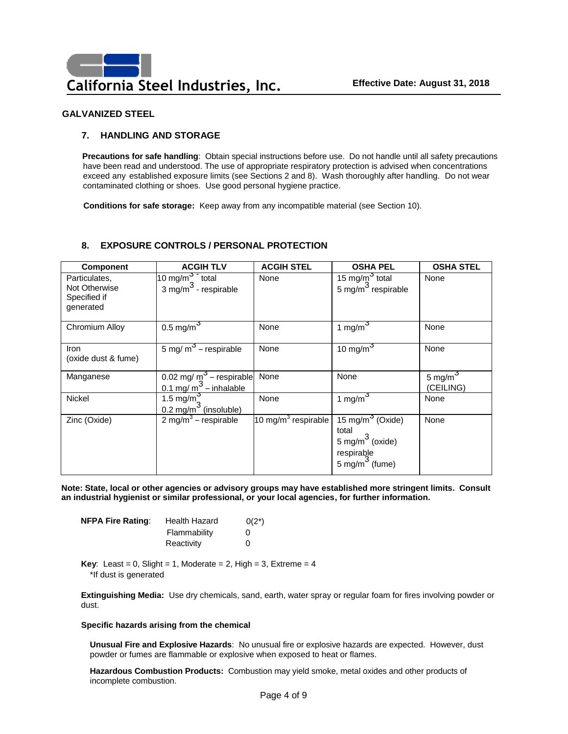**GALVANIZED STEEL**

## 7. HANDLING AND STORAGE

**Precautions for safe handling**: Obtain special instructions before use. Do not handle until all safety precautions have been read and understood. The use of appropriate respiratory protection is advised when concentrations exceed any established exposure limits (see Sections 2 and 8). Wash thoroughly after handling. Do not wear contaminated clothing or shoes. Use good personal hygiene practice.

**Conditions for safe storage:** Keep away from any incompatible material (see Section 10).

## 8. EXPOSURE CONTROLS / PERSONAL PROTECTION

| Component | ACGIH TLV | ACGIH STEL | OSHA PEL | OSHA STEL |
|---|---|---|---|---|
| Particulates, Not Otherwise Specified if generated | 10 mg/m$^3$ - total<br>3 mg/m$^3$ - respirable | None | 15 mg/m$^3$ total<br>5 mg/m$^3$ respirable | None |
| Chromium Alloy | 0.5 mg/m$^3$ | None | 1 mg/m$^3$ | None |
| Iron (oxide dust & fume) | 5 mg/ m$^3$ – respirable | None | 10 mg/m$^3$ | None |
| Manganese | 0.02 mg/ m$^3$ – respirable<br>0.1 mg/ m$^3$ – inhalable | None | None | 5 mg/m$^3$ (CEILING) |
| Nickel | 1.5 mg/m$^3$<br>0.2 mg/m$^3$ (insoluble) | None | 1 mg/m$^3$ | None |
| Zinc (Oxide) | 2 mg/m$^3$ – respirable | 10 mg/m$^3$ respirable | 15 mg/m$^3$ (Oxide) total<br>5 mg/m$^3$ (oxide) respirable<br>5 mg/m$^3$ (fume) | None |

**Note: State, local or other agencies or advisory groups may have established more stringent limits. Consult an industrial hygienist or similar professional, or your local agencies, for further information.**

| **NFPA Fire Rating**: | | |
|---|---|---|
| | Health Hazard | 0(2*) |
| | Flammability | 0 |
| | Reactivity | 0 |

**Key**: Least = 0, Slight = 1, Moderate = 2, High = 3, Extreme = 4
*If dust is generated

**Extinguishing Media:** Use dry chemicals, sand, earth, water spray or regular foam for fires involving powder or dust.

**Specific hazards arising from the chemical**

**Unusual Fire and Explosive Hazards**: No unusual fire or explosive hazards are expected. However, dust powder or fumes are flammable or explosive when exposed to heat or flames.

**Hazardous Combustion Products:** Combustion may yield smoke, metal oxides and other products of incomplete combustion.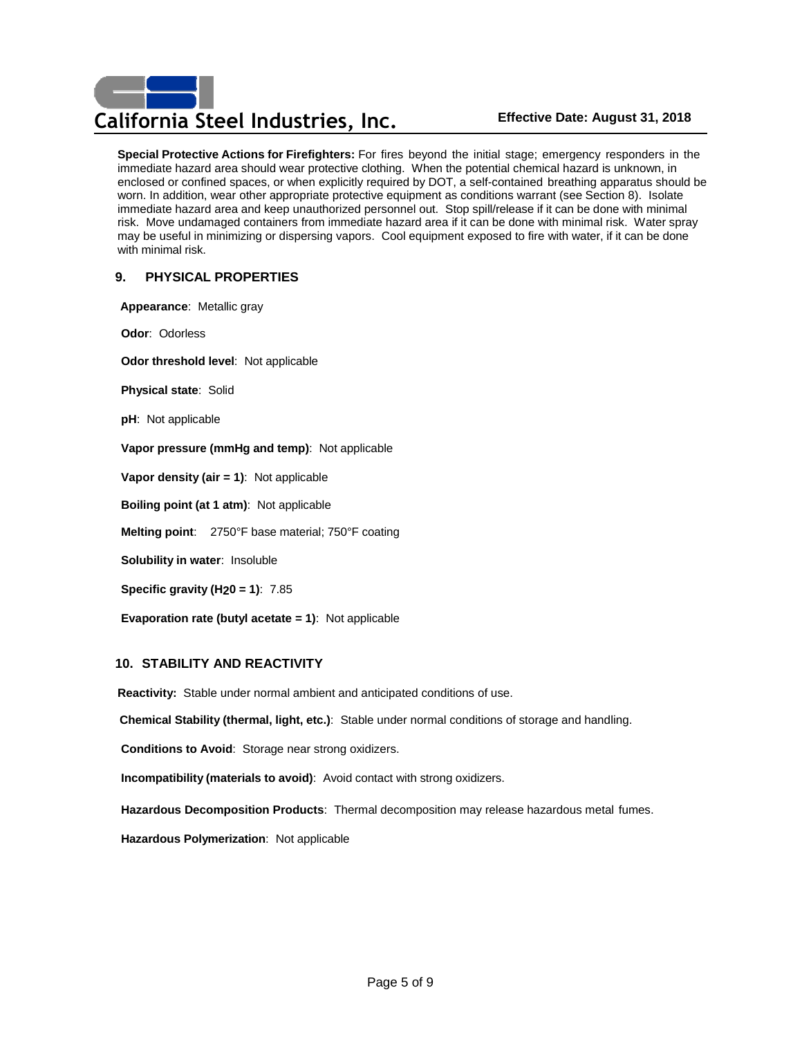**Special Protective Actions for Firefighters:** For fires beyond the initial stage; emergency responders in the immediate hazard area should wear protective clothing. When the potential chemical hazard is unknown, in enclosed or confined spaces, or when explicitly required by DOT, a self-contained breathing apparatus should be worn. In addition, wear other appropriate protective equipment as conditions warrant (see Section 8). Isolate immediate hazard area and keep unauthorized personnel out. Stop spill/release if it can be done with minimal risk. Move undamaged containers from immediate hazard area if it can be done with minimal risk. Water spray may be useful in minimizing or dispersing vapors. Cool equipment exposed to fire with water, if it can be done with minimal risk.

## 9. PHYSICAL PROPERTIES

**Appearance**: Metallic gray

**Odor**: Odorless

**Odor threshold level**: Not applicable

**Physical state**: Solid

**pH**: Not applicable

**Vapor pressure (mmHg and temp)**: Not applicable

**Vapor density (air = 1)**: Not applicable

**Boiling point (at 1 atm)**: Not applicable

**Melting point**: 2750°F base material; 750°F coating

**Solubility in water**: Insoluble

**Specific gravity ($H_2O$ = 1)**: 7.85

**Evaporation rate (butyl acetate = 1)**: Not applicable

## 10. STABILITY AND REACTIVITY

**Reactivity:** Stable under normal ambient and anticipated conditions of use.

**Chemical Stability (thermal, light, etc.)**: Stable under normal conditions of storage and handling.

**Conditions to Avoid**: Storage near strong oxidizers.

**Incompatibility (materials to avoid)**: Avoid contact with strong oxidizers.

**Hazardous Decomposition Products**: Thermal decomposition may release hazardous metal fumes.

**Hazardous Polymerization**: Not applicable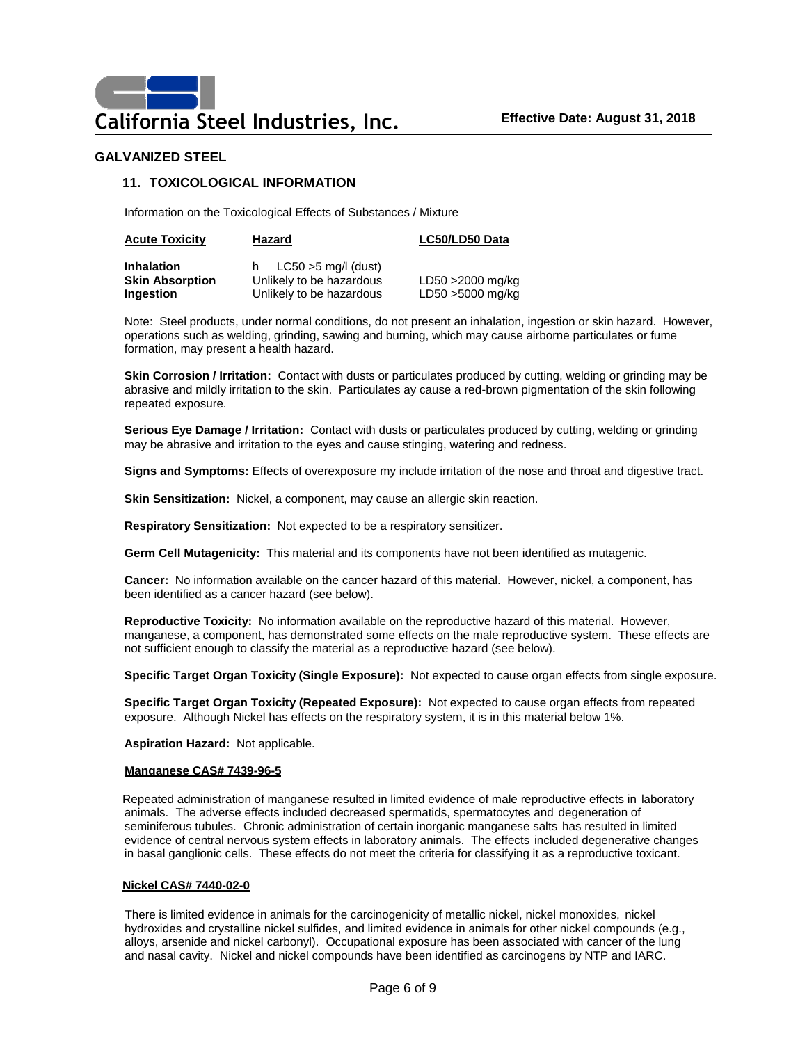## GALVANIZED STEEL

### 11. TOXICOLOGICAL INFORMATION

Information on the Toxicological Effects of Substances / Mixture

| Acute Toxicity | Hazard | LC50/LD50 Data |
| --- | --- | --- |
| **Inhalation** | h LC50 >5 mg/l (dust) | |
| **Skin Absorption** | Unlikely to be hazardous | LD50 >2000 mg/kg |
| **Ingestion** | Unlikely to be hazardous | LD50 >5000 mg/kg |

Note: Steel products, under normal conditions, do not present an inhalation, ingestion or skin hazard. However, operations such as welding, grinding, sawing and burning, which may cause airborne particulates or fume formation, may present a health hazard.

**Skin Corrosion / Irritation:** Contact with dusts or particulates produced by cutting, welding or grinding may be abrasive and mildly irritation to the skin. Particulates ay cause a red-brown pigmentation of the skin following repeated exposure.

**Serious Eye Damage / Irritation:** Contact with dusts or particulates produced by cutting, welding or grinding may be abrasive and irritation to the eyes and cause stinging, watering and redness.

**Signs and Symptoms:** Effects of overexposure my include irritation of the nose and throat and digestive tract.

**Skin Sensitization:** Nickel, a component, may cause an allergic skin reaction.

**Respiratory Sensitization:** Not expected to be a respiratory sensitizer.

**Germ Cell Mutagenicity:** This material and its components have not been identified as mutagenic.

**Cancer:** No information available on the cancer hazard of this material. However, nickel, a component, has been identified as a cancer hazard (see below).

**Reproductive Toxicity:** No information available on the reproductive hazard of this material. However, manganese, a component, has demonstrated some effects on the male reproductive system. These effects are not sufficient enough to classify the material as a reproductive hazard (see below).

**Specific Target Organ Toxicity (Single Exposure):** Not expected to cause organ effects from single exposure.

**Specific Target Organ Toxicity (Repeated Exposure):** Not expected to cause organ effects from repeated exposure. Although Nickel has effects on the respiratory system, it is in this material below 1%.

**Aspiration Hazard:** Not applicable.

**Manganese CAS# 7439-96-5**

Repeated administration of manganese resulted in limited evidence of male reproductive effects in laboratory animals. The adverse effects included decreased spermatids, spermatocytes and degeneration of seminiferous tubules. Chronic administration of certain inorganic manganese salts has resulted in limited evidence of central nervous system effects in laboratory animals. The effects included degenerative changes in basal ganglionic cells. These effects do not meet the criteria for classifying it as a reproductive toxicant.

**Nickel CAS# 7440-02-0**

There is limited evidence in animals for the carcinogenicity of metallic nickel, nickel monoxides, nickel hydroxides and crystalline nickel sulfides, and limited evidence in animals for other nickel compounds (e.g., alloys, arsenide and nickel carbonyl). Occupational exposure has been associated with cancer of the lung and nasal cavity. Nickel and nickel compounds have been identified as carcinogens by NTP and IARC.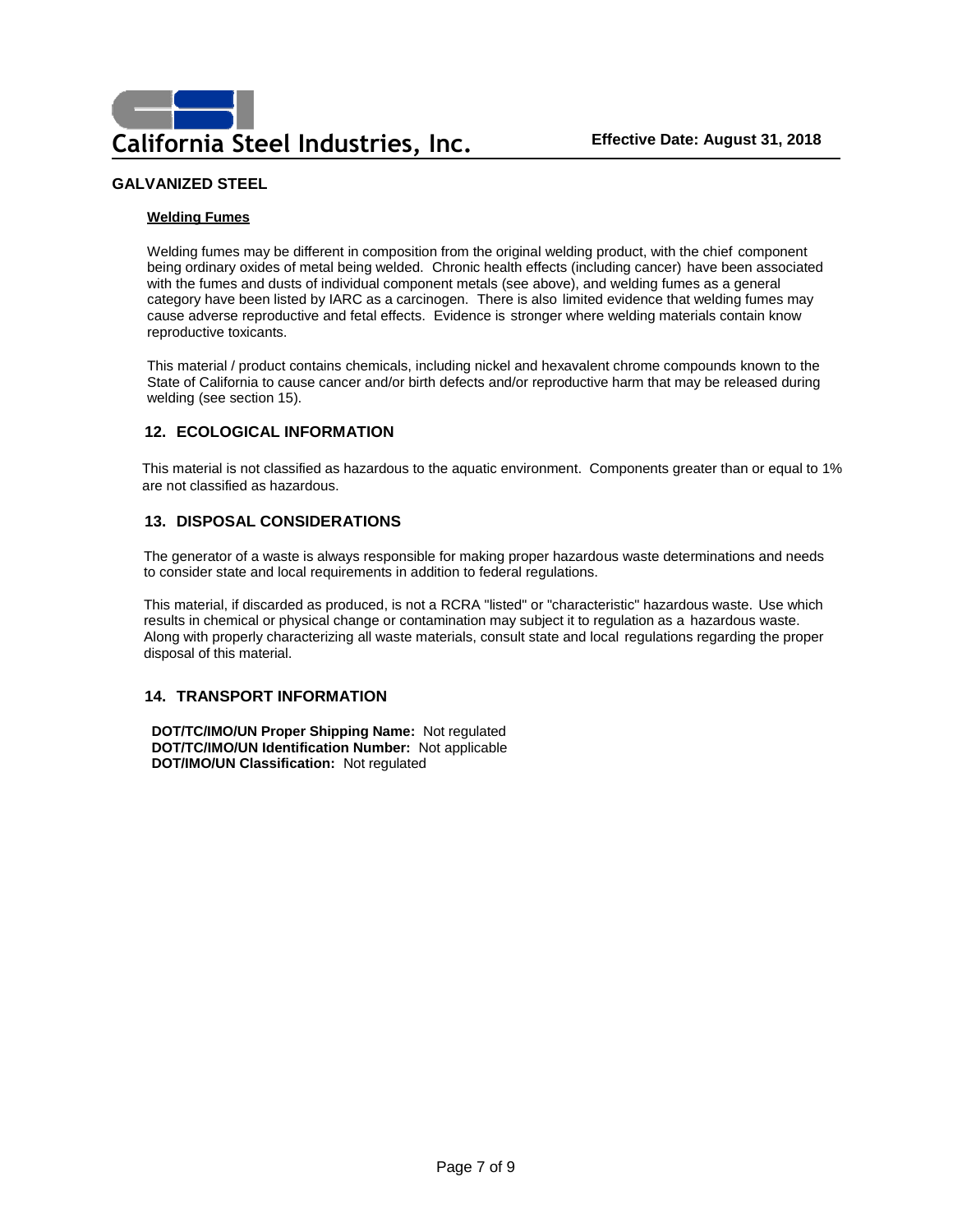# GALVANIZED STEEL

**Welding Fumes**

Welding fumes may be different in composition from the original welding product, with the chief component being ordinary oxides of metal being welded. Chronic health effects (including cancer) have been associated with the fumes and dusts of individual component metals (see above), and welding fumes as a general category have been listed by IARC as a carcinogen. There is also limited evidence that welding fumes may cause adverse reproductive and fetal effects. Evidence is stronger where welding materials contain know reproductive toxicants.

This material / product contains chemicals, including nickel and hexavalent chrome compounds known to the State of California to cause cancer and/or birth defects and/or reproductive harm that may be released during welding (see section 15).

## 12. ECOLOGICAL INFORMATION

This material is not classified as hazardous to the aquatic environment. Components greater than or equal to 1% are not classified as hazardous.

## 13. DISPOSAL CONSIDERATIONS

The generator of a waste is always responsible for making proper hazardous waste determinations and needs to consider state and local requirements in addition to federal regulations.

This material, if discarded as produced, is not a RCRA "listed" or "characteristic" hazardous waste. Use which results in chemical or physical change or contamination may subject it to regulation as a hazardous waste. Along with properly characterizing all waste materials, consult state and local regulations regarding the proper disposal of this material.

## 14. TRANSPORT INFORMATION

**DOT/TC/IMO/UN Proper Shipping Name:** Not regulated
**DOT/TC/IMO/UN Identification Number:** Not applicable
**DOT/IMO/UN Classification:** Not regulated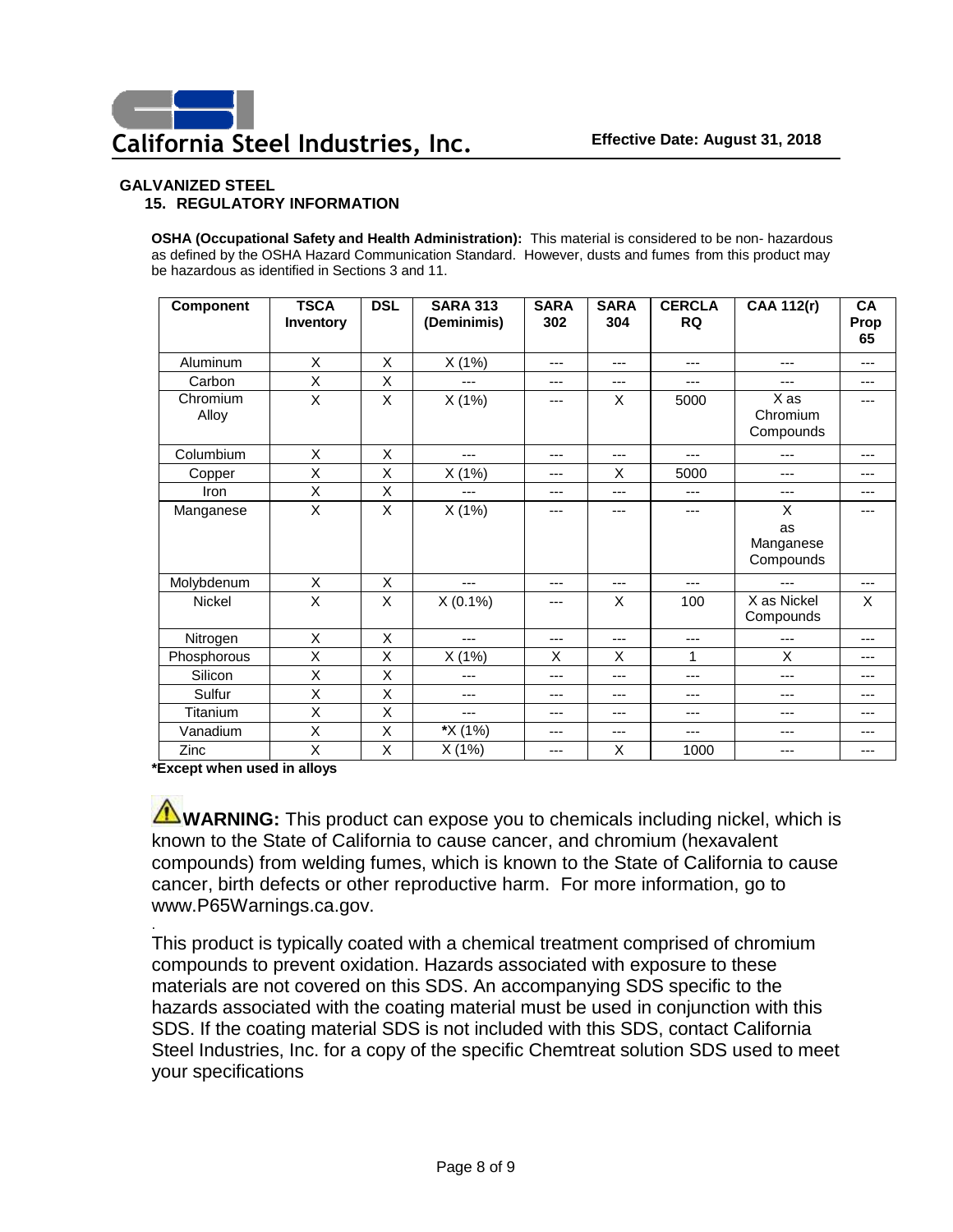**GALVANIZED STEEL**

## 15. REGULATORY INFORMATION

**OSHA (Occupational Safety and Health Administration):** This material is considered to be non- hazardous as defined by the OSHA Hazard Communication Standard. However, dusts and fumes from this product may be hazardous as identified in Sections 3 and 11.

| Component | TSCA Inventory | DSL | SARA 313 (Deminimis) | SARA 302 | SARA 304 | CERCLA RQ | CAA 112(r) | CA Prop 65 |
|---|---|---|---|---|---|---|---|---|
| Aluminum | X | X | X (1%) | --- | --- | --- | --- | --- |
| Carbon | X | X | --- | --- | --- | --- | --- | --- |
| Chromium Alloy | X | X | X (1%) | --- | X | 5000 | X as Chromium Compounds | --- |
| Columbium | X | X | --- | --- | --- | --- | --- | --- |
| Copper | X | X | X (1%) | --- | X | 5000 | --- | --- |
| Iron | X | X | --- | --- | --- | --- | --- | --- |
| Manganese | X | X | X (1%) | --- | --- | --- | X as Manganese Compounds | --- |
| Molybdenum | X | X | --- | --- | --- | --- | --- | --- |
| Nickel | X | X | X (0.1%) | --- | X | 100 | X as Nickel Compounds | X |
| Nitrogen | X | X | --- | --- | --- | --- | --- | --- |
| Phosphorous | X | X | X (1%) | X | X | 1 | X | --- |
| Silicon | X | X | --- | --- | --- | --- | --- | --- |
| Sulfur | X | X | --- | --- | --- | --- | --- | --- |
| Titanium | X | X | --- | --- | --- | --- | --- | --- |
| Vanadium | X | X | *X (1%) | --- | --- | --- | --- | --- |
| Zinc | X | X | X (1%) | --- | X | 1000 | --- | --- |

***Except when used in alloys**

**WARNING:** This product can expose you to chemicals including nickel, which is known to the State of California to cause cancer, and chromium (hexavalent compounds) from welding fumes, which is known to the State of California to cause cancer, birth defects or other reproductive harm. For more information, go to www.P65Warnings.ca.gov.

This product is typically coated with a chemical treatment comprised of chromium compounds to prevent oxidation. Hazards associated with exposure to these materials are not covered on this SDS. An accompanying SDS specific to the hazards associated with the coating material must be used in conjunction with this SDS. If the coating material SDS is not included with this SDS, contact California Steel Industries, Inc. for a copy of the specific Chemtreat solution SDS used to meet your specifications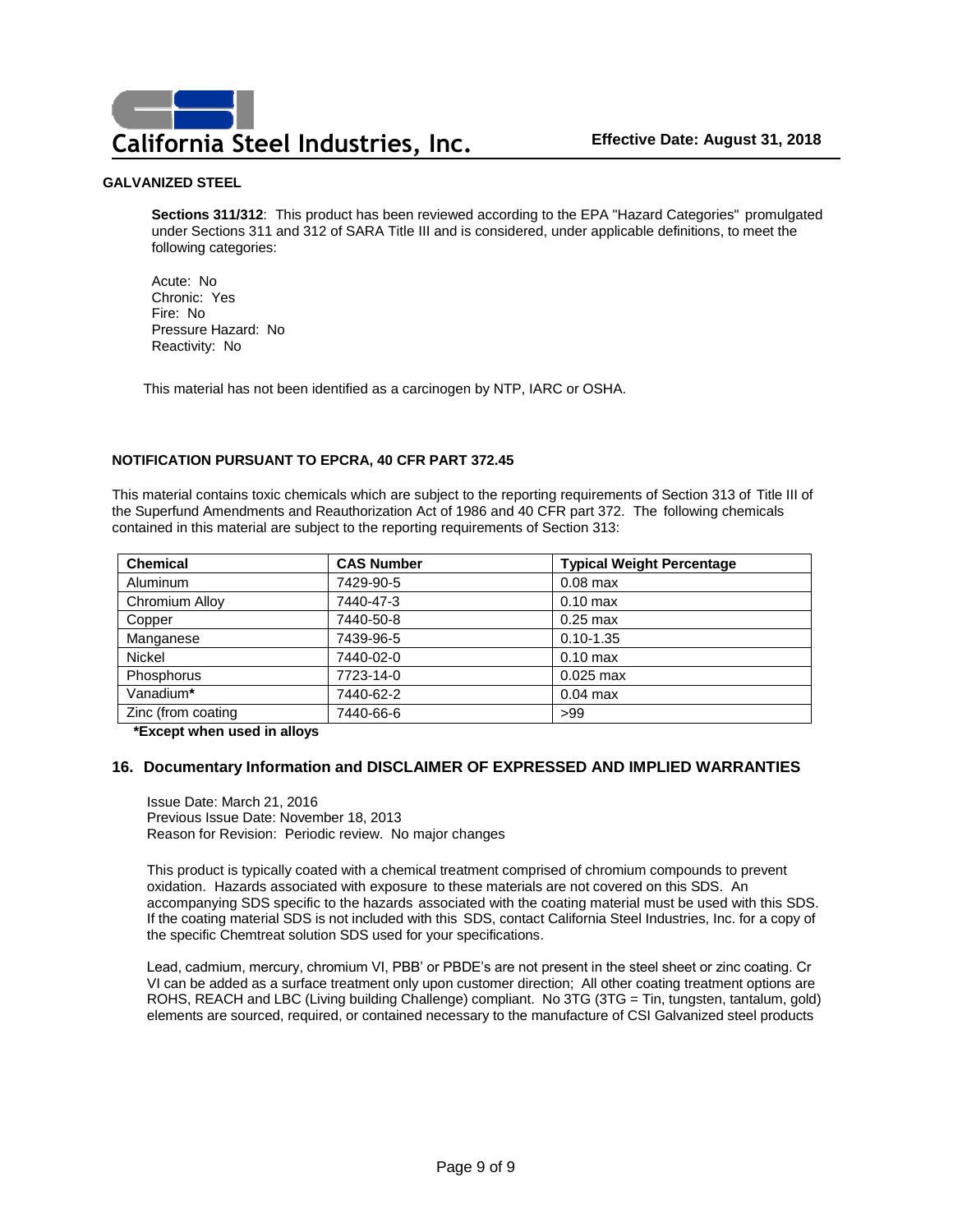**GALVANIZED STEEL**

**Sections 311/312**: This product has been reviewed according to the EPA "Hazard Categories" promulgated under Sections 311 and 312 of SARA Title III and is considered, under applicable definitions, to meet the following categories:

Acute: No
Chronic: Yes
Fire: No
Pressure Hazard: No
Reactivity: No

This material has not been identified as a carcinogen by NTP, IARC or OSHA.

**NOTIFICATION PURSUANT TO EPCRA, 40 CFR PART 372.45**

This material contains toxic chemicals which are subject to the reporting requirements of Section 313 of Title III of the Superfund Amendments and Reauthorization Act of 1986 and 40 CFR part 372. The following chemicals contained in this material are subject to the reporting requirements of Section 313:

| Chemical | CAS Number | Typical Weight Percentage |
|---|---|---|
| Aluminum | 7429-90-5 | 0.08 max |
| Chromium Alloy | 7440-47-3 | 0.10 max |
| Copper | 7440-50-8 | 0.25 max |
| Manganese | 7439-96-5 | 0.10-1.35 |
| Nickel | 7440-02-0 | 0.10 max |
| Phosphorus | 7723-14-0 | 0.025 max |
| Vanadium* | 7440-62-2 | 0.04 max |
| Zinc (from coating | 7440-66-6 | >99 |

**\*Except when used in alloys**

## 16. Documentary Information and DISCLAIMER OF EXPRESSED AND IMPLIED WARRANTIES

Issue Date: March 21, 2016
Previous Issue Date: November 18, 2013
Reason for Revision: Periodic review. No major changes

This product is typically coated with a chemical treatment comprised of chromium compounds to prevent oxidation. Hazards associated with exposure to these materials are not covered on this SDS. An accompanying SDS specific to the hazards associated with the coating material must be used with this SDS. If the coating material SDS is not included with this SDS, contact California Steel Industries, Inc. for a copy of the specific Chemtreat solution SDS used for your specifications.

Lead, cadmium, mercury, chromium VI, PBB' or PBDE's are not present in the steel sheet or zinc coating. Cr VI can be added as a surface treatment only upon customer direction; All other coating treatment options are ROHS, REACH and LBC (Living building Challenge) compliant. No 3TG (3TG = Tin, tungsten, tantalum, gold) elements are sourced, required, or contained necessary to the manufacture of CSI Galvanized steel products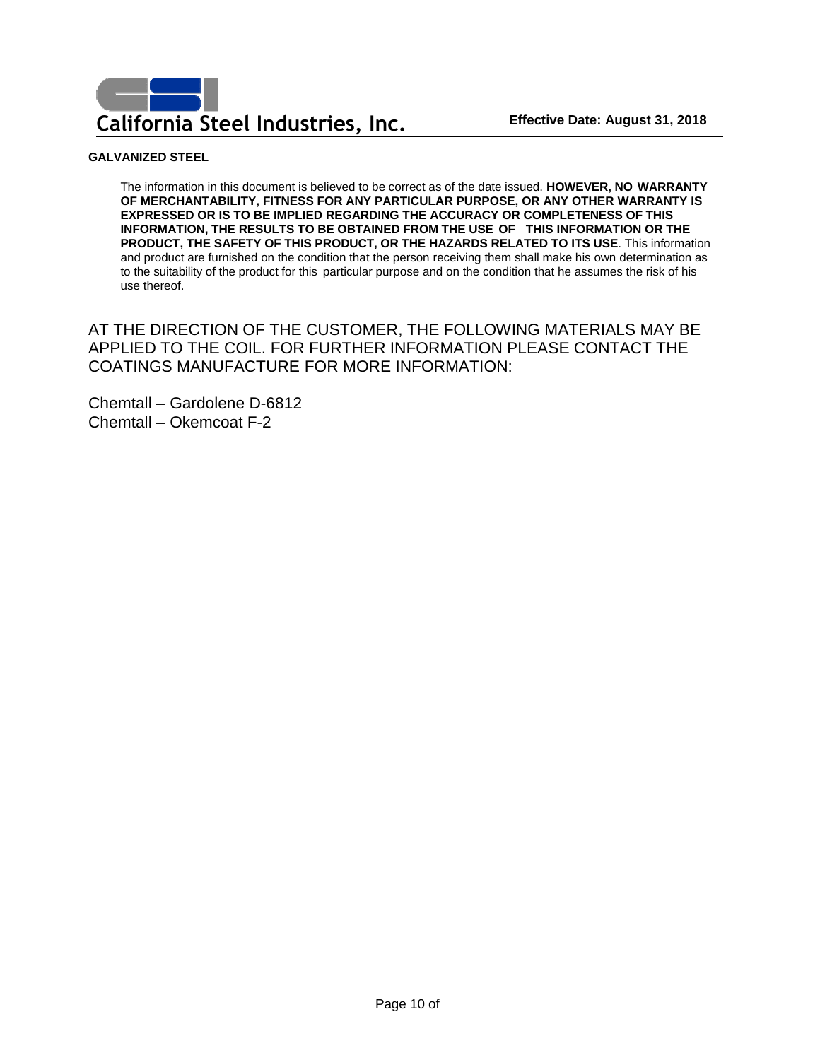**GALVANIZED STEEL**

The information in this document is believed to be correct as of the date issued. **HOWEVER, NO WARRANTY OF MERCHANTABILITY, FITNESS FOR ANY PARTICULAR PURPOSE, OR ANY OTHER WARRANTY IS EXPRESSED OR IS TO BE IMPLIED REGARDING THE ACCURACY OR COMPLETENESS OF THIS INFORMATION, THE RESULTS TO BE OBTAINED FROM THE USE OF THIS INFORMATION OR THE PRODUCT, THE SAFETY OF THIS PRODUCT, OR THE HAZARDS RELATED TO ITS USE**. This information and product are furnished on the condition that the person receiving them shall make his own determination as to the suitability of the product for this particular purpose and on the condition that he assumes the risk of his use thereof.

AT THE DIRECTION OF THE CUSTOMER, THE FOLLOWING MATERIALS MAY BE APPLIED TO THE COIL. FOR FURTHER INFORMATION PLEASE CONTACT THE COATINGS MANUFACTURE FOR MORE INFORMATION:

Chemtall – Gardolene D-6812
Chemtall – Okemcoat F-2